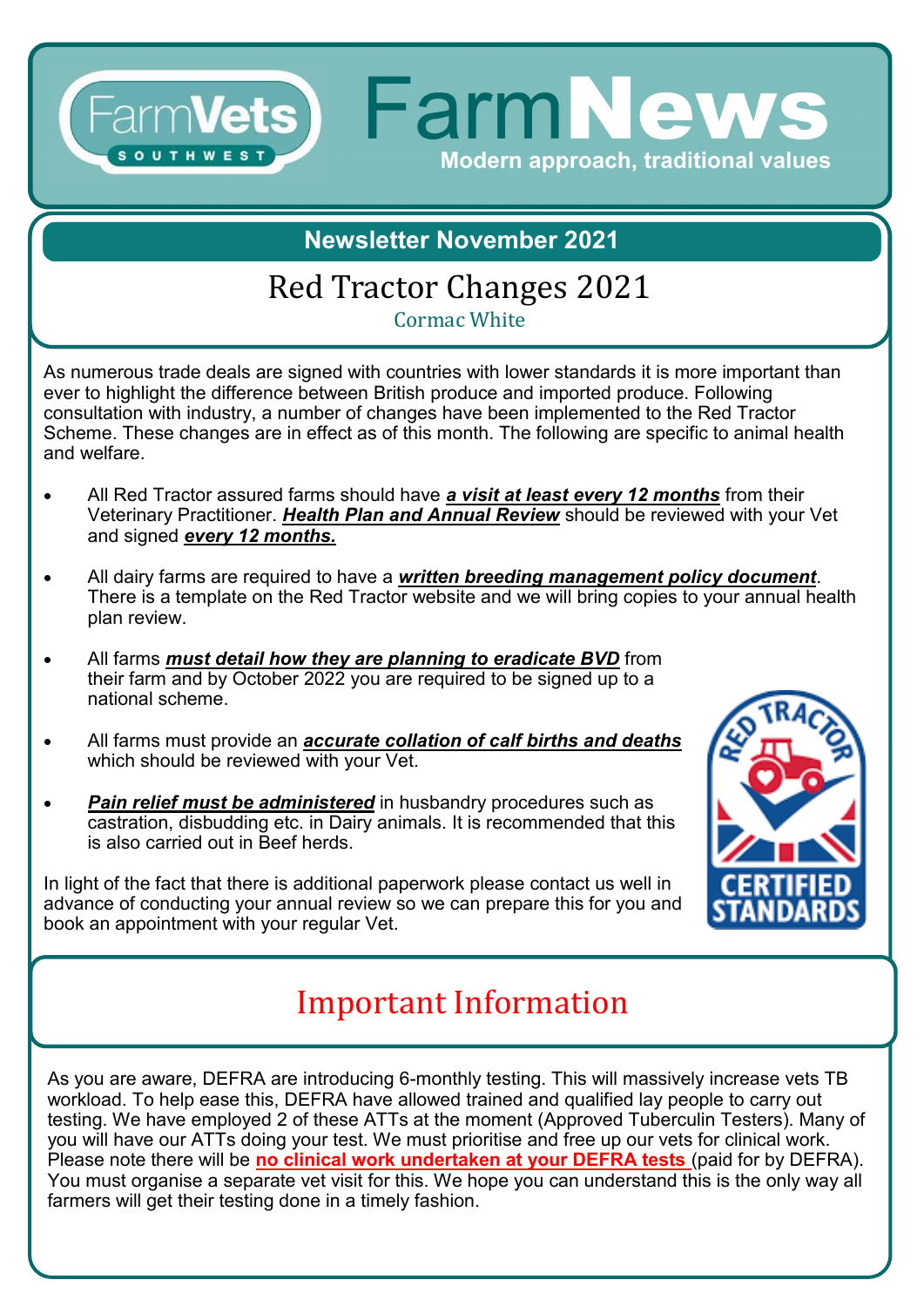# FarmVets SOUTHWEST — FarmNews

**Modern approach, traditional values**

**Newsletter November 2021**

## Red Tractor Changes 2021

Cormac White

As numerous trade deals are signed with countries with lower standards it is more important than ever to highlight the difference between British produce and imported produce. Following consultation with industry, a number of changes have been implemented to the Red Tractor Scheme. These changes are in effect as of this month. The following are specific to animal health and welfare.

- All Red Tractor assured farms should have ***a visit at least every 12 months*** from their Veterinary Practitioner. ***Health Plan and Annual Review*** should be reviewed with your Vet and signed ***every 12 months.***
- All dairy farms are required to have a ***written breeding management policy document***. There is a template on the Red Tractor website and we will bring copies to your annual health plan review.
- All farms ***must detail how they are planning to eradicate BVD*** from their farm and by October 2022 you are required to be signed up to a national scheme.
- All farms must provide an ***accurate collation of calf births and deaths*** which should be reviewed with your Vet.
- ***Pain relief must be administered*** in husbandry procedures such as castration, disbudding etc. in Dairy animals. It is recommended that this is also carried out in Beef herds.

In light of the fact that there is additional paperwork please contact us well in advance of conducting your annual review so we can prepare this for you and book an appointment with your regular Vet.

## Important Information

As you are aware, DEFRA are introducing 6-monthly testing. This will massively increase vets TB workload. To help ease this, DEFRA have allowed trained and qualified lay people to carry out testing. We have employed 2 of these ATTs at the moment (Approved Tuberculin Testers). Many of you will have our ATTs doing your test. We must prioritise and free up our vets for clinical work. Please note there will be **no clinical work undertaken at your DEFRA tests** (paid for by DEFRA). You must organise a separate vet visit for this. We hope you can understand this is the only way all farmers will get their testing done in a timely fashion.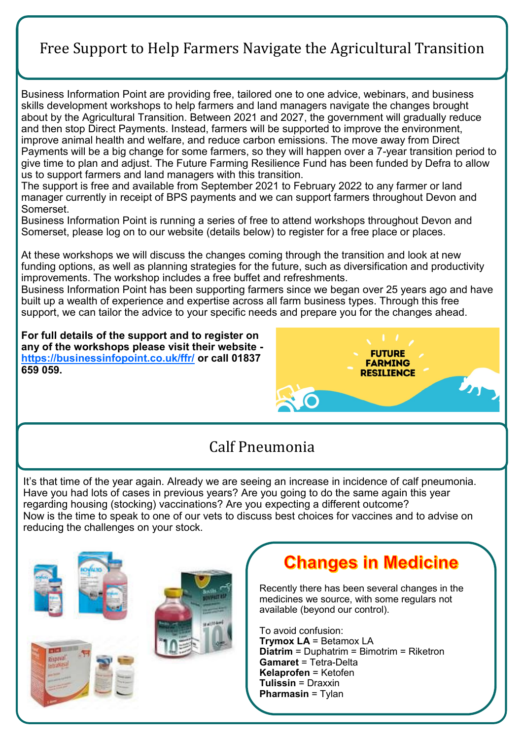## Free Support to Help Farmers Navigate the Agricultural Transition

Business Information Point are providing free, tailored one to one advice, webinars, and business skills development workshops to help farmers and land managers navigate the changes brought about by the Agricultural Transition. Between 2021 and 2027, the government will gradually reduce and then stop Direct Payments. Instead, farmers will be supported to improve the environment, improve animal health and welfare, and reduce carbon emissions. The move away from Direct Payments will be a big change for some farmers, so they will happen over a 7-year transition period to give time to plan and adjust. The Future Farming Resilience Fund has been funded by Defra to allow us to support farmers and land managers with this transition.

The support is free and available from September 2021 to February 2022 to any farmer or land manager currently in receipt of BPS payments and we can support farmers throughout Devon and Somerset.

Business Information Point is running a series of free to attend workshops throughout Devon and Somerset, please log on to our website (details below) to register for a free place or places.

At these workshops we will discuss the changes coming through the transition and look at new funding options, as well as planning strategies for the future, such as diversification and productivity improvements. The workshop includes a free buffet and refreshments.

Business Information Point has been supporting farmers since we began over 25 years ago and have built up a wealth of experience and expertise across all farm business types. Through this free support, we can tailor the advice to your specific needs and prepare you for the changes ahead.

**For full details of the support and to register on any of the workshops please visit their website - [https://businessinfopoint.co.uk/ffr/](https://businessinfopoint.co.uk/ffr/) or call 01837 659 059.**

FUTURE FARMING RESILIENCE

## Calf Pneumonia

It's that time of the year again. Already we are seeing an increase in incidence of calf pneumonia. Have you had lots of cases in previous years? Are you going to do the same again this year regarding housing (stocking) vaccinations? Are you expecting a different outcome?

Now is the time to speak to one of our vets to discuss best choices for vaccines and to advise on reducing the challenges on your stock.

## Changes in Medicine

Recently there has been several changes in the medicines we source, with some regulars not available (beyond our control).

To avoid confusion:

**Trymox LA** = Betamox LA
**Diatrim** = Duphatrim = Bimotrim = Riketron
**Gamaret** = Tetra-Delta
**Kelaprofen** = Ketofen
**Tulissin** = Draxxin
**Pharmasin** = Tylan